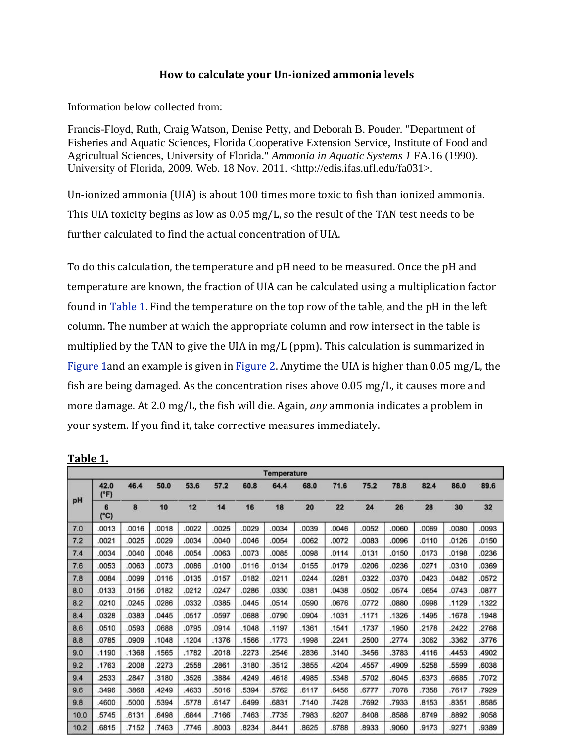# How to calculate your Un-ionized ammonia levels

Information below collected from:

Francis-Floyd, Ruth, Craig Watson, Denise Petty, and Deborah B. Pouder. "Department of Fisheries and Aquatic Sciences, Florida Cooperative Extension Service, Institute of Food and Agricultual Sciences, University of Florida." *Ammonia in Aquatic Systems 1* FA.16 (1990). University of Florida, 2009. Web. 18 Nov. 2011. <http://edis.ifas.ufl.edu/fa031>.

Un-ionized ammonia (UIA) is about 100 times more toxic to fish than ionized ammonia. This UIA toxicity begins as low as 0.05 mg/L, so the result of the TAN test needs to be further calculated to find the actual concentration of UIA.

To do this calculation, the temperature and pH need to be measured. Once the pH and temperature are known, the fraction of UIA can be calculated using a multiplication factor found in Table 1. Find the temperature on the top row of the table, and the pH in the left column. The number at which the appropriate column and row intersect in the table is multiplied by the TAN to give the UIA in mg/L (ppm). This calculation is summarized in Figure 1and an example is given in Figure 2. Anytime the UIA is higher than 0.05 mg/L, the fish are being damaged. As the concentration rises above 0.05 mg/L, it causes more and more damage. At 2.0 mg/L, the fish will die. Again, *any* ammonia indicates a problem in your system. If you find it, take corrective measures immediately.

**Table 1.**

| pH | Temperature | | | | | | | | | | | | | |
|---|---|---|---|---|---|---|---|---|---|---|---|---|---|---|
| | 42.0 (°F) | 46.4 | 50.0 | 53.6 | 57.2 | 60.8 | 64.4 | 68.0 | 71.6 | 75.2 | 78.8 | 82.4 | 86.0 | 89.6 |
| | 6 (°C) | 8 | 10 | 12 | 14 | 16 | 18 | 20 | 22 | 24 | 26 | 28 | 30 | 32 |
| 7.0 | .0013 | .0016 | .0018 | .0022 | .0025 | .0029 | .0034 | .0039 | .0046 | .0052 | .0060 | .0069 | .0080 | .0093 |
| 7.2 | .0021 | .0025 | .0029 | .0034 | .0040 | .0046 | .0054 | .0062 | .0072 | .0083 | .0096 | .0110 | .0126 | .0150 |
| 7.4 | .0034 | .0040 | .0046 | .0054 | .0063 | .0073 | .0085 | .0098 | .0114 | .0131 | .0150 | .0173 | .0198 | .0236 |
| 7.6 | .0053 | .0063 | .0073 | .0086 | .0100 | .0116 | .0134 | .0155 | .0179 | .0206 | .0236 | .0271 | .0310 | .0369 |
| 7.8 | .0084 | .0099 | .0116 | .0135 | .0157 | .0182 | .0211 | .0244 | .0281 | .0322 | .0370 | .0423 | .0482 | .0572 |
| 8.0 | .0133 | .0156 | .0182 | .0212 | .0247 | .0286 | .0330 | .0381 | .0438 | .0502 | .0574 | .0654 | .0743 | .0877 |
| 8.2 | .0210 | .0245 | .0286 | .0332 | .0385 | .0445 | .0514 | .0590 | .0676 | .0772 | .0880 | .0998 | .1129 | .1322 |
| 8.4 | .0328 | .0383 | .0445 | .0517 | .0597 | .0688 | .0790 | .0904 | .1031 | .1171 | .1326 | .1495 | .1678 | .1948 |
| 8.6 | .0510 | .0593 | .0688 | .0795 | .0914 | .1048 | .1197 | .1361 | .1541 | .1737 | .1950 | .2178 | .2422 | .2768 |
| 8.8 | .0785 | .0909 | .1048 | .1204 | .1376 | .1566 | .1773 | .1998 | .2241 | .2500 | .2774 | .3062 | .3362 | .3776 |
| 9.0 | .1190 | .1368 | .1565 | .1782 | .2018 | .2273 | .2546 | .2836 | .3140 | .3456 | .3783 | .4116 | .4453 | .4902 |
| 9.2 | .1763 | .2008 | .2273 | .2558 | .2861 | .3180 | .3512 | .3855 | .4204 | .4557 | .4909 | .5258 | .5599 | .6038 |
| 9.4 | .2533 | .2847 | .3180 | .3526 | .3884 | .4249 | .4618 | .4985 | .5348 | .5702 | .6045 | .6373 | .6685 | .7072 |
| 9.6 | .3496 | .3868 | .4249 | .4633 | .5016 | .5394 | .5762 | .6117 | .6456 | .6777 | .7078 | .7358 | .7617 | .7929 |
| 9.8 | .4600 | .5000 | .5394 | .5778 | .6147 | .6499 | .6831 | .7140 | .7428 | .7692 | .7933 | .8153 | .8351 | .8585 |
| 10.0 | .5745 | .6131 | .6498 | .6844 | .7166 | .7463 | .7735 | .7983 | .8207 | .8408 | .8588 | .8749 | .8892 | .9058 |
| 10.2 | .6815 | .7152 | .7463 | .7746 | .8003 | .8234 | .8441 | .8625 | .8788 | .8933 | .9060 | .9173 | .9271 | .9389 |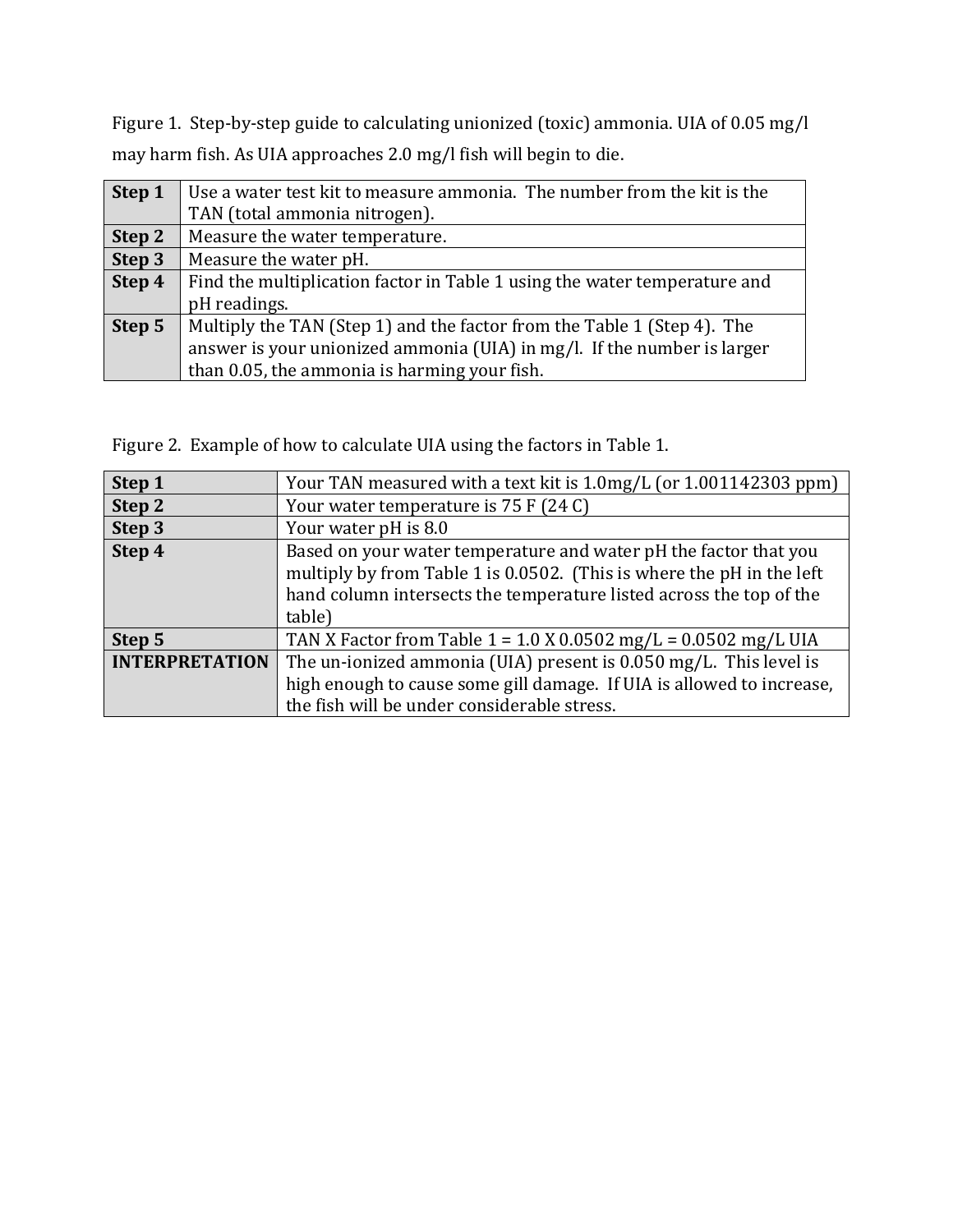Figure 1. Step-by-step guide to calculating unionized (toxic) ammonia. UIA of 0.05 mg/l may harm fish. As UIA approaches 2.0 mg/l fish will begin to die.

| | |
|---|---|
| **Step 1** | Use a water test kit to measure ammonia. The number from the kit is the TAN (total ammonia nitrogen). |
| **Step 2** | Measure the water temperature. |
| **Step 3** | Measure the water pH. |
| **Step 4** | Find the multiplication factor in Table 1 using the water temperature and pH readings. |
| **Step 5** | Multiply the TAN (Step 1) and the factor from the Table 1 (Step 4). The answer is your unionized ammonia (UIA) in mg/l. If the number is larger than 0.05, the ammonia is harming your fish. |

Figure 2. Example of how to calculate UIA using the factors in Table 1.

| | |
|---|---|
| **Step 1** | Your TAN measured with a text kit is 1.0mg/L (or 1.001142303 ppm) |
| **Step 2** | Your water temperature is 75 F (24 C) |
| **Step 3** | Your water pH is 8.0 |
| **Step 4** | Based on your water temperature and water pH the factor that you multiply by from Table 1 is 0.0502. (This is where the pH in the left hand column intersects the temperature listed across the top of the table) |
| **Step 5** | TAN X Factor from Table 1 = 1.0 X 0.0502 mg/L = 0.0502 mg/L UIA |
| **INTERPRETATION** | The un-ionized ammonia (UIA) present is 0.050 mg/L. This level is high enough to cause some gill damage. If UIA is allowed to increase, the fish will be under considerable stress. |